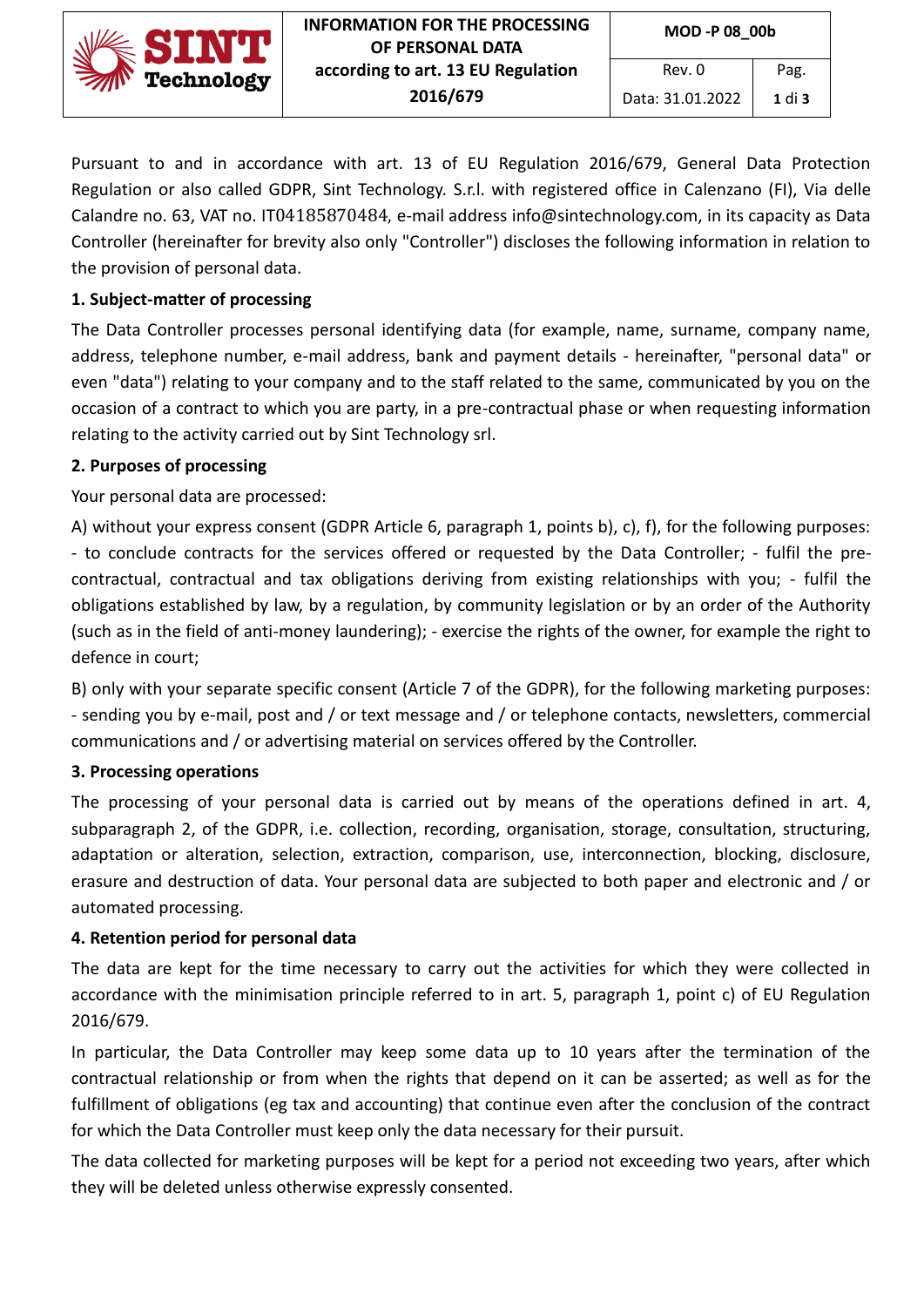Pursuant to and in accordance with art. 13 of EU Regulation 2016/679, General Data Protection Regulation or also called GDPR, Sint Technology. S.r.l. with registered office in Calenzano (FI), Via delle Calandre no. 63, VAT no. IT04185870484, e-mail address info@sintechnology.com, in its capacity as Data Controller (hereinafter for brevity also only "Controller") discloses the following information in relation to the provision of personal data.

**1. Subject-matter of processing**

The Data Controller processes personal identifying data (for example, name, surname, company name, address, telephone number, e-mail address, bank and payment details - hereinafter, "personal data" or even "data") relating to your company and to the staff related to the same, communicated by you on the occasion of a contract to which you are party, in a pre-contractual phase or when requesting information relating to the activity carried out by Sint Technology srl.

**2. Purposes of processing**

Your personal data are processed:

A) without your express consent (GDPR Article 6, paragraph 1, points b), c), f), for the following purposes: - to conclude contracts for the services offered or requested by the Data Controller; - fulfil the pre-contractual, contractual and tax obligations deriving from existing relationships with you; - fulfil the obligations established by law, by a regulation, by community legislation or by an order of the Authority (such as in the field of anti-money laundering); - exercise the rights of the owner, for example the right to defence in court;

B) only with your separate specific consent (Article 7 of the GDPR), for the following marketing purposes: - sending you by e-mail, post and / or text message and / or telephone contacts, newsletters, commercial communications and / or advertising material on services offered by the Controller.

**3. Processing operations**

The processing of your personal data is carried out by means of the operations defined in art. 4, subparagraph 2, of the GDPR, i.e. collection, recording, organisation, storage, consultation, structuring, adaptation or alteration, selection, extraction, comparison, use, interconnection, blocking, disclosure, erasure and destruction of data. Your personal data are subjected to both paper and electronic and / or automated processing.

**4. Retention period for personal data**

The data are kept for the time necessary to carry out the activities for which they were collected in accordance with the minimisation principle referred to in art. 5, paragraph 1, point c) of EU Regulation 2016/679.

In particular, the Data Controller may keep some data up to 10 years after the termination of the contractual relationship or from when the rights that depend on it can be asserted; as well as for the fulfillment of obligations (eg tax and accounting) that continue even after the conclusion of the contract for which the Data Controller must keep only the data necessary for their pursuit.

The data collected for marketing purposes will be kept for a period not exceeding two years, after which they will be deleted unless otherwise expressly consented.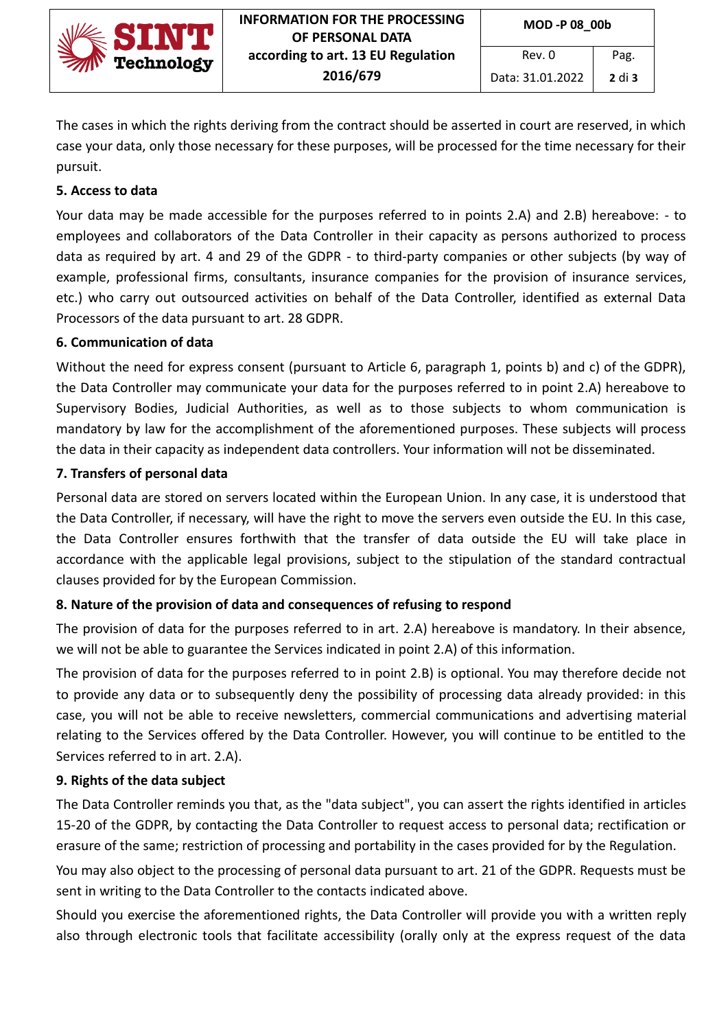The cases in which the rights deriving from the contract should be asserted in court are reserved, in which case your data, only those necessary for these purposes, will be processed for the time necessary for their pursuit.

**5. Access to data**

Your data may be made accessible for the purposes referred to in points 2.A) and 2.B) hereabove: - to employees and collaborators of the Data Controller in their capacity as persons authorized to process data as required by art. 4 and 29 of the GDPR - to third-party companies or other subjects (by way of example, professional firms, consultants, insurance companies for the provision of insurance services, etc.) who carry out outsourced activities on behalf of the Data Controller, identified as external Data Processors of the data pursuant to art. 28 GDPR.

**6. Communication of data**

Without the need for express consent (pursuant to Article 6, paragraph 1, points b) and c) of the GDPR), the Data Controller may communicate your data for the purposes referred to in point 2.A) hereabove to Supervisory Bodies, Judicial Authorities, as well as to those subjects to whom communication is mandatory by law for the accomplishment of the aforementioned purposes. These subjects will process the data in their capacity as independent data controllers. Your information will not be disseminated.

**7. Transfers of personal data**

Personal data are stored on servers located within the European Union. In any case, it is understood that the Data Controller, if necessary, will have the right to move the servers even outside the EU. In this case, the Data Controller ensures forthwith that the transfer of data outside the EU will take place in accordance with the applicable legal provisions, subject to the stipulation of the standard contractual clauses provided for by the European Commission.

**8. Nature of the provision of data and consequences of refusing to respond**

The provision of data for the purposes referred to in art. 2.A) hereabove is mandatory. In their absence, we will not be able to guarantee the Services indicated in point 2.A) of this information.

The provision of data for the purposes referred to in point 2.B) is optional. You may therefore decide not to provide any data or to subsequently deny the possibility of processing data already provided: in this case, you will not be able to receive newsletters, commercial communications and advertising material relating to the Services offered by the Data Controller. However, you will continue to be entitled to the Services referred to in art. 2.A).

**9. Rights of the data subject**

The Data Controller reminds you that, as the "data subject", you can assert the rights identified in articles 15-20 of the GDPR, by contacting the Data Controller to request access to personal data; rectification or erasure of the same; restriction of processing and portability in the cases provided for by the Regulation.

You may also object to the processing of personal data pursuant to art. 21 of the GDPR. Requests must be sent in writing to the Data Controller to the contacts indicated above.

Should you exercise the aforementioned rights, the Data Controller will provide you with a written reply also through electronic tools that facilitate accessibility (orally only at the express request of the data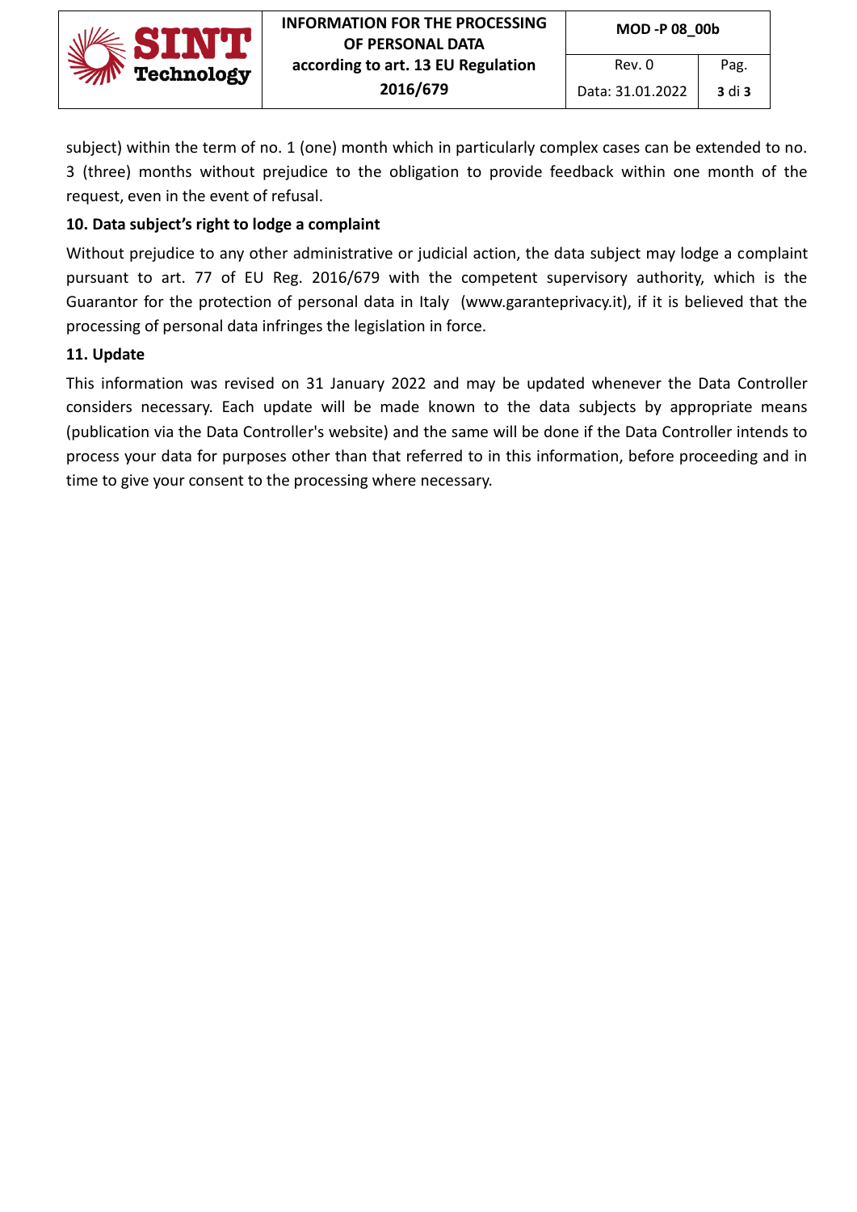subject) within the term of no. 1 (one) month which in particularly complex cases can be extended to no. 3 (three) months without prejudice to the obligation to provide feedback within one month of the request, even in the event of refusal.

**10. Data subject's right to lodge a complaint**

Without prejudice to any other administrative or judicial action, the data subject may lodge a complaint pursuant to art. 77 of EU Reg. 2016/679 with the competent supervisory authority, which is the Guarantor for the protection of personal data in Italy (www.garanteprivacy.it), if it is believed that the processing of personal data infringes the legislation in force.

**11. Update**

This information was revised on 31 January 2022 and may be updated whenever the Data Controller considers necessary. Each update will be made known to the data subjects by appropriate means (publication via the Data Controller's website) and the same will be done if the Data Controller intends to process your data for purposes other than that referred to in this information, before proceeding and in time to give your consent to the processing where necessary.